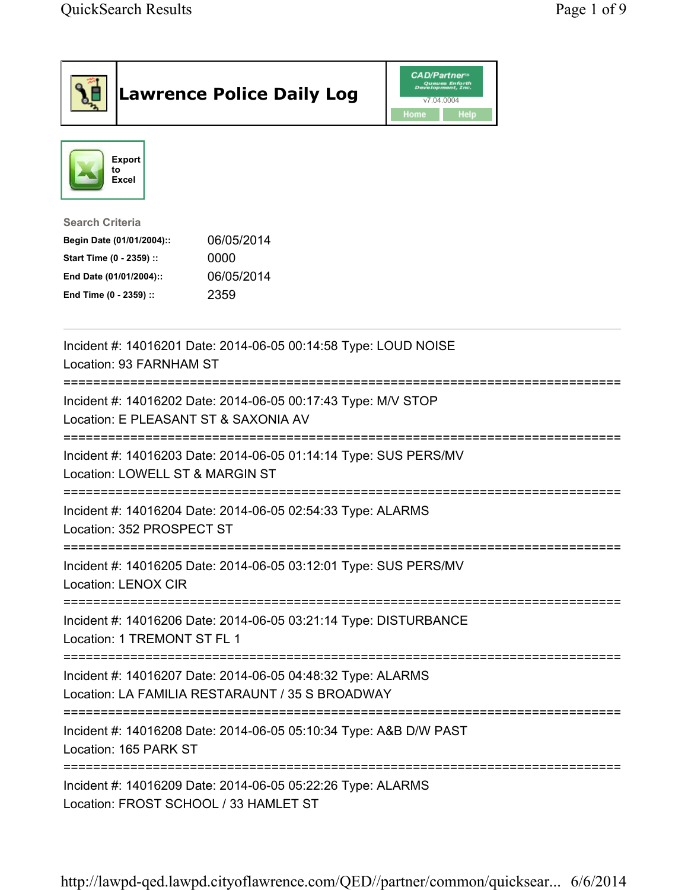# Lawrence Police Daily Log

Export to Excel

**Search Criteria**

| | |
|---|---|
| **Begin Date (01/01/2004)::** | 06/05/2014 |
| **Start Time (0 - 2359) ::** | 0000 |
| **End Date (01/01/2004)::** | 06/05/2014 |
| **End Time (0 - 2359) ::** | 2359 |

---

Incident #: 14016201 Date: 2014-06-05 00:14:58 Type: LOUD NOISE
Location: 93 FARNHAM ST

===========================================================================

Incident #: 14016202 Date: 2014-06-05 00:17:43 Type: M/V STOP
Location: E PLEASANT ST & SAXONIA AV

===========================================================================

Incident #: 14016203 Date: 2014-06-05 01:14:14 Type: SUS PERS/MV
Location: LOWELL ST & MARGIN ST

===========================================================================

Incident #: 14016204 Date: 2014-06-05 02:54:33 Type: ALARMS
Location: 352 PROSPECT ST

===========================================================================

Incident #: 14016205 Date: 2014-06-05 03:12:01 Type: SUS PERS/MV
Location: LENOX CIR

===========================================================================

Incident #: 14016206 Date: 2014-06-05 03:21:14 Type: DISTURBANCE
Location: 1 TREMONT ST FL 1

===========================================================================

Incident #: 14016207 Date: 2014-06-05 04:48:32 Type: ALARMS
Location: LA FAMILIA RESTARAUNT / 35 S BROADWAY

===========================================================================

Incident #: 14016208 Date: 2014-06-05 05:10:34 Type: A&B D/W PAST
Location: 165 PARK ST

===========================================================================

Incident #: 14016209 Date: 2014-06-05 05:22:26 Type: ALARMS
Location: FROST SCHOOL / 33 HAMLET ST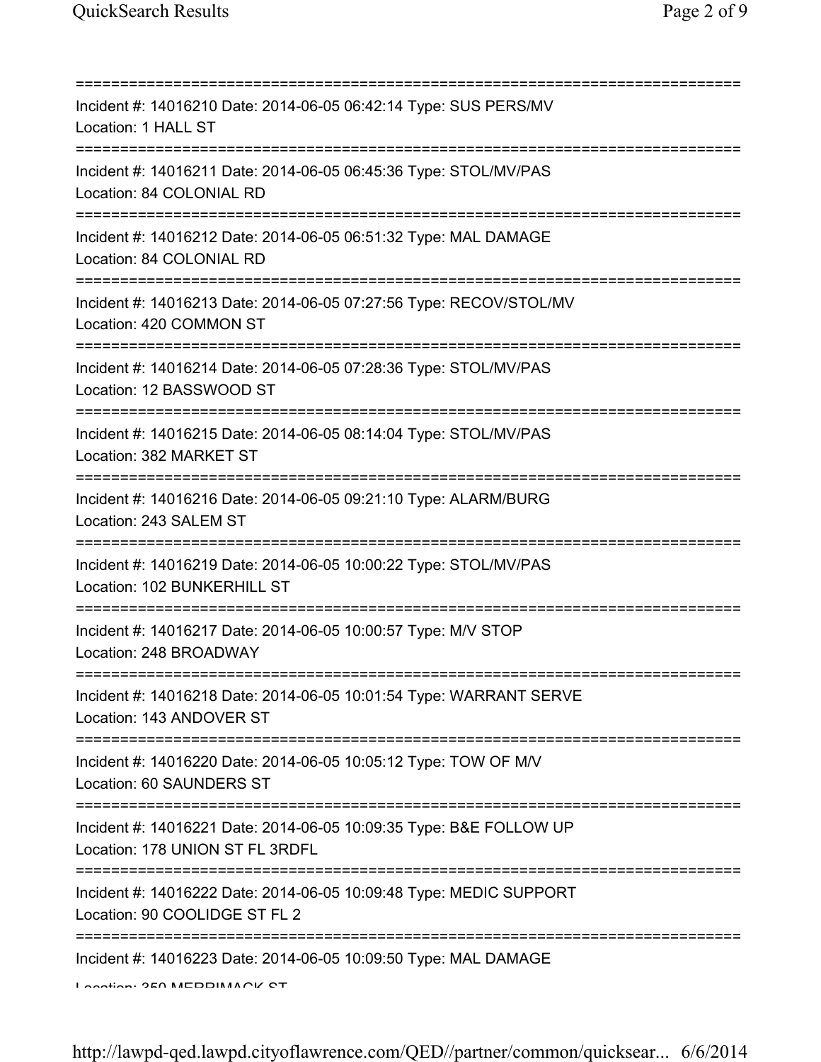===========================================================================
Incident #: 14016210 Date: 2014-06-05 06:42:14 Type: SUS PERS/MV
Location: 1 HALL ST
===========================================================================
Incident #: 14016211 Date: 2014-06-05 06:45:36 Type: STOL/MV/PAS
Location: 84 COLONIAL RD
===========================================================================
Incident #: 14016212 Date: 2014-06-05 06:51:32 Type: MAL DAMAGE
Location: 84 COLONIAL RD
===========================================================================
Incident #: 14016213 Date: 2014-06-05 07:27:56 Type: RECOV/STOL/MV
Location: 420 COMMON ST
===========================================================================
Incident #: 14016214 Date: 2014-06-05 07:28:36 Type: STOL/MV/PAS
Location: 12 BASSWOOD ST
===========================================================================
Incident #: 14016215 Date: 2014-06-05 08:14:04 Type: STOL/MV/PAS
Location: 382 MARKET ST
===========================================================================
Incident #: 14016216 Date: 2014-06-05 09:21:10 Type: ALARM/BURG
Location: 243 SALEM ST
===========================================================================
Incident #: 14016219 Date: 2014-06-05 10:00:22 Type: STOL/MV/PAS
Location: 102 BUNKERHILL ST
===========================================================================
Incident #: 14016217 Date: 2014-06-05 10:00:57 Type: M/V STOP
Location: 248 BROADWAY
===========================================================================
Incident #: 14016218 Date: 2014-06-05 10:01:54 Type: WARRANT SERVE
Location: 143 ANDOVER ST
===========================================================================
Incident #: 14016220 Date: 2014-06-05 10:05:12 Type: TOW OF M/V
Location: 60 SAUNDERS ST
===========================================================================
Incident #: 14016221 Date: 2014-06-05 10:09:35 Type: B&E FOLLOW UP
Location: 178 UNION ST FL 3RDFL
===========================================================================
Incident #: 14016222 Date: 2014-06-05 10:09:48 Type: MEDIC SUPPORT
Location: 90 COOLIDGE ST FL 2
===========================================================================
Incident #: 14016223 Date: 2014-06-05 10:09:50 Type: MAL DAMAGE
Location: 350 MERRIMACK ST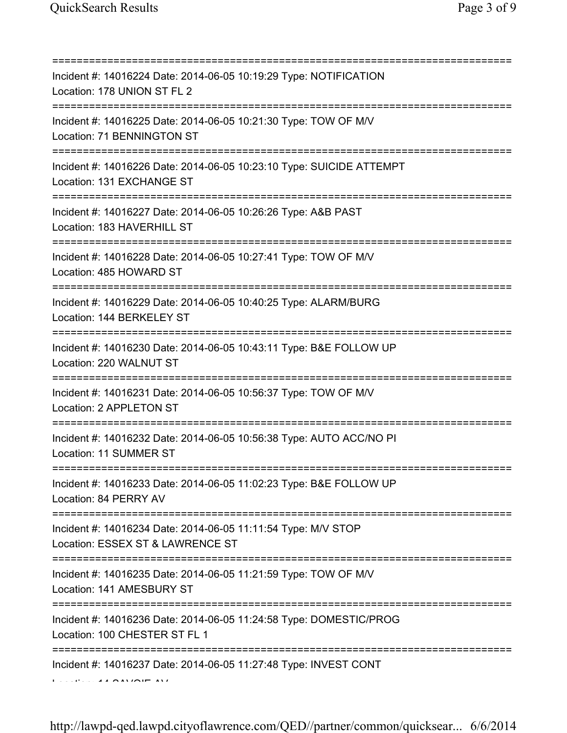===========================================================================

Incident #: 14016224 Date: 2014-06-05 10:19:29 Type: NOTIFICATION
Location: 178 UNION ST FL 2

===========================================================================

Incident #: 14016225 Date: 2014-06-05 10:21:30 Type: TOW OF M/V
Location: 71 BENNINGTON ST

===========================================================================

Incident #: 14016226 Date: 2014-06-05 10:23:10 Type: SUICIDE ATTEMPT
Location: 131 EXCHANGE ST

===========================================================================

Incident #: 14016227 Date: 2014-06-05 10:26:26 Type: A&B PAST
Location: 183 HAVERHILL ST

===========================================================================

Incident #: 14016228 Date: 2014-06-05 10:27:41 Type: TOW OF M/V
Location: 485 HOWARD ST

===========================================================================

Incident #: 14016229 Date: 2014-06-05 10:40:25 Type: ALARM/BURG
Location: 144 BERKELEY ST

===========================================================================

Incident #: 14016230 Date: 2014-06-05 10:43:11 Type: B&E FOLLOW UP
Location: 220 WALNUT ST

===========================================================================

Incident #: 14016231 Date: 2014-06-05 10:56:37 Type: TOW OF M/V
Location: 2 APPLETON ST

===========================================================================

Incident #: 14016232 Date: 2014-06-05 10:56:38 Type: AUTO ACC/NO PI
Location: 11 SUMMER ST

===========================================================================

Incident #: 14016233 Date: 2014-06-05 11:02:23 Type: B&E FOLLOW UP
Location: 84 PERRY AV

===========================================================================

Incident #: 14016234 Date: 2014-06-05 11:11:54 Type: M/V STOP
Location: ESSEX ST & LAWRENCE ST

===========================================================================

Incident #: 14016235 Date: 2014-06-05 11:21:59 Type: TOW OF M/V
Location: 141 AMESBURY ST

===========================================================================

Incident #: 14016236 Date: 2014-06-05 11:24:58 Type: DOMESTIC/PROG
Location: 100 CHESTER ST FL 1

===========================================================================

Incident #: 14016237 Date: 2014-06-05 11:27:48 Type: INVEST CONT
Location: 14 SAVOIE AV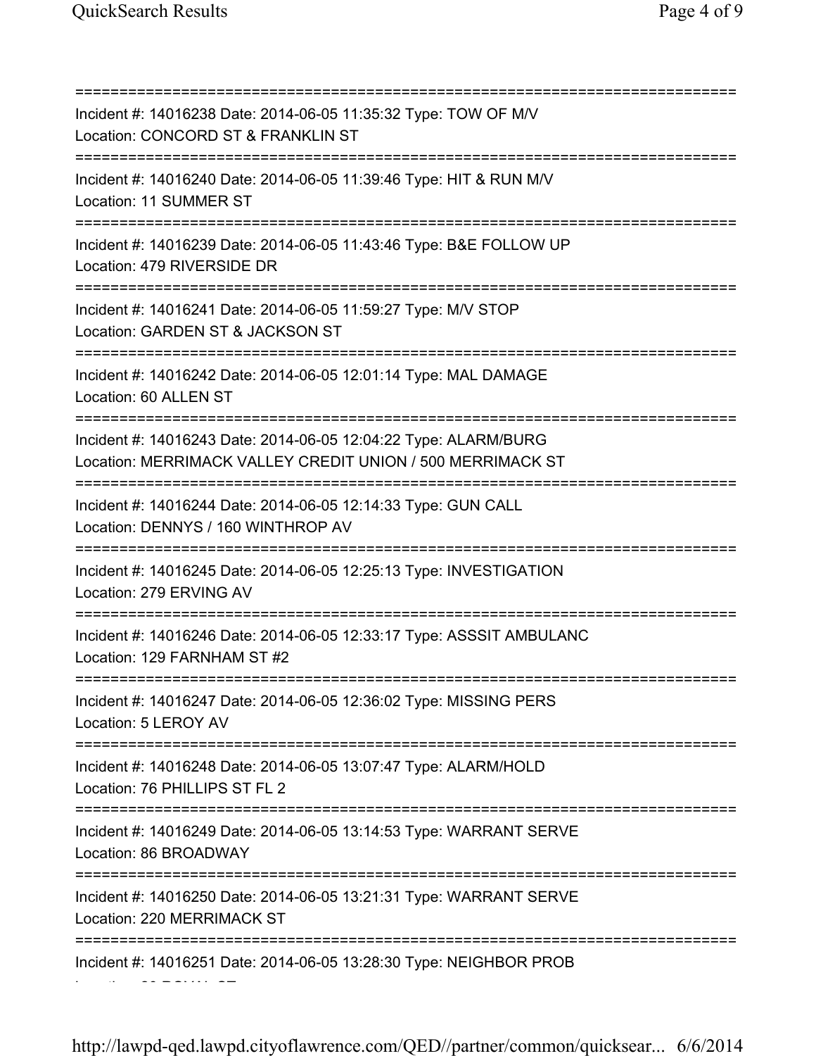=============================================================================
Incident #: 14016238 Date: 2014-06-05 11:35:32 Type: TOW OF M/V
Location: CONCORD ST & FRANKLIN ST
=============================================================================
Incident #: 14016240 Date: 2014-06-05 11:39:46 Type: HIT & RUN M/V
Location: 11 SUMMER ST
=============================================================================
Incident #: 14016239 Date: 2014-06-05 11:43:46 Type: B&E FOLLOW UP
Location: 479 RIVERSIDE DR
=============================================================================
Incident #: 14016241 Date: 2014-06-05 11:59:27 Type: M/V STOP
Location: GARDEN ST & JACKSON ST
=============================================================================
Incident #: 14016242 Date: 2014-06-05 12:01:14 Type: MAL DAMAGE
Location: 60 ALLEN ST
=============================================================================
Incident #: 14016243 Date: 2014-06-05 12:04:22 Type: ALARM/BURG
Location: MERRIMACK VALLEY CREDIT UNION / 500 MERRIMACK ST
=============================================================================
Incident #: 14016244 Date: 2014-06-05 12:14:33 Type: GUN CALL
Location: DENNYS / 160 WINTHROP AV
=============================================================================
Incident #: 14016245 Date: 2014-06-05 12:25:13 Type: INVESTIGATION
Location: 279 ERVING AV
=============================================================================
Incident #: 14016246 Date: 2014-06-05 12:33:17 Type: ASSSIT AMBULANC
Location: 129 FARNHAM ST #2
=============================================================================
Incident #: 14016247 Date: 2014-06-05 12:36:02 Type: MISSING PERS
Location: 5 LEROY AV
=============================================================================
Incident #: 14016248 Date: 2014-06-05 13:07:47 Type: ALARM/HOLD
Location: 76 PHILLIPS ST FL 2
=============================================================================
Incident #: 14016249 Date: 2014-06-05 13:14:53 Type: WARRANT SERVE
Location: 86 BROADWAY
=============================================================================
Incident #: 14016250 Date: 2014-06-05 13:21:31 Type: WARRANT SERVE
Location: 220 MERRIMACK ST
=============================================================================
Incident #: 14016251 Date: 2014-06-05 13:28:30 Type: NEIGHBOR PROB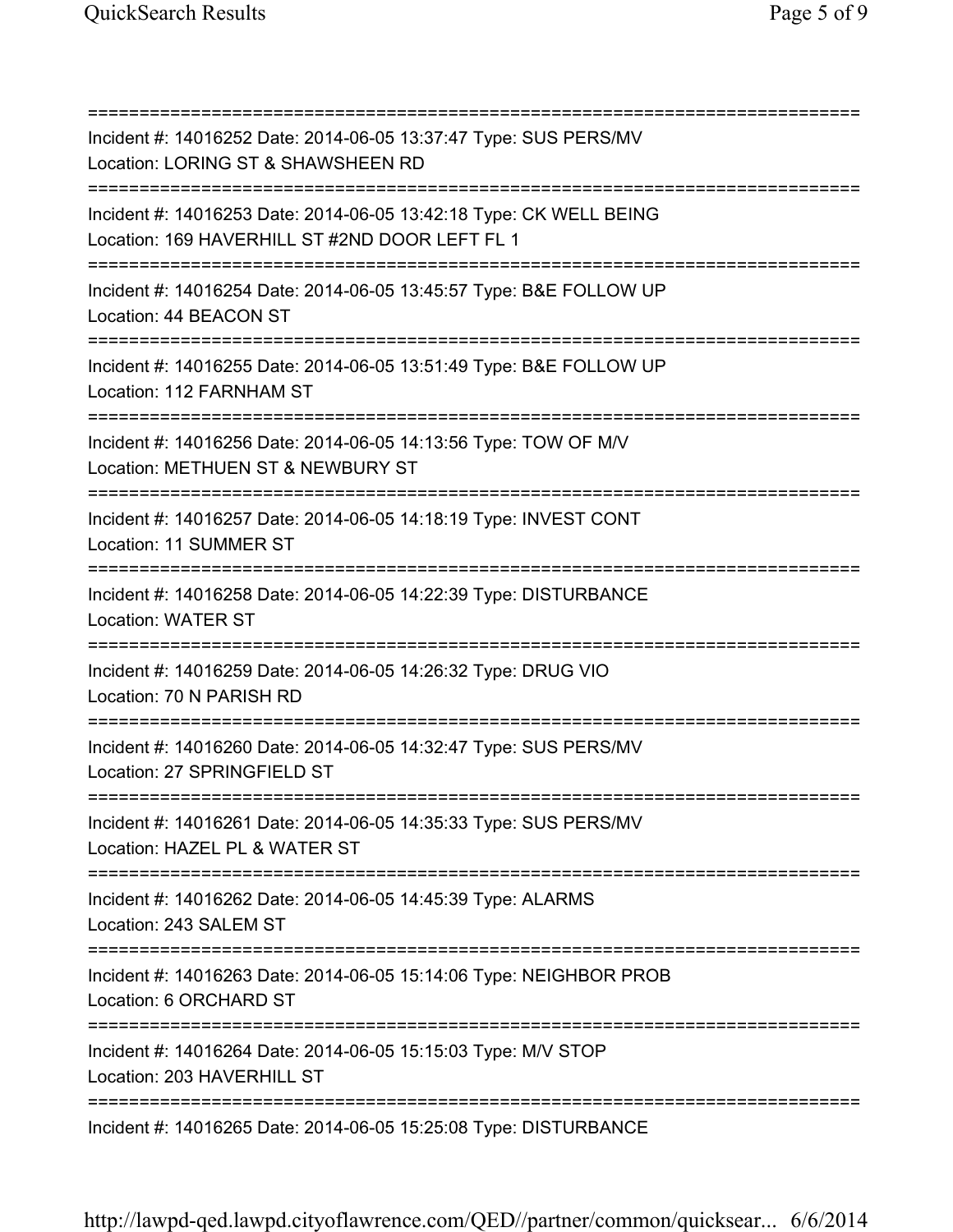===========================================================================
Incident #: 14016252 Date: 2014-06-05 13:37:47 Type: SUS PERS/MV
Location: LORING ST & SHAWSHEEN RD
===========================================================================
Incident #: 14016253 Date: 2014-06-05 13:42:18 Type: CK WELL BEING
Location: 169 HAVERHILL ST #2ND DOOR LEFT FL 1
===========================================================================
Incident #: 14016254 Date: 2014-06-05 13:45:57 Type: B&E FOLLOW UP
Location: 44 BEACON ST
===========================================================================
Incident #: 14016255 Date: 2014-06-05 13:51:49 Type: B&E FOLLOW UP
Location: 112 FARNHAM ST
===========================================================================
Incident #: 14016256 Date: 2014-06-05 14:13:56 Type: TOW OF M/V
Location: METHUEN ST & NEWBURY ST
===========================================================================
Incident #: 14016257 Date: 2014-06-05 14:18:19 Type: INVEST CONT
Location: 11 SUMMER ST
===========================================================================
Incident #: 14016258 Date: 2014-06-05 14:22:39 Type: DISTURBANCE
Location: WATER ST
===========================================================================
Incident #: 14016259 Date: 2014-06-05 14:26:32 Type: DRUG VIO
Location: 70 N PARISH RD
===========================================================================
Incident #: 14016260 Date: 2014-06-05 14:32:47 Type: SUS PERS/MV
Location: 27 SPRINGFIELD ST
===========================================================================
Incident #: 14016261 Date: 2014-06-05 14:35:33 Type: SUS PERS/MV
Location: HAZEL PL & WATER ST
===========================================================================
Incident #: 14016262 Date: 2014-06-05 14:45:39 Type: ALARMS
Location: 243 SALEM ST
===========================================================================
Incident #: 14016263 Date: 2014-06-05 15:14:06 Type: NEIGHBOR PROB
Location: 6 ORCHARD ST
===========================================================================
Incident #: 14016264 Date: 2014-06-05 15:15:03 Type: M/V STOP
Location: 203 HAVERHILL ST
===========================================================================
Incident #: 14016265 Date: 2014-06-05 15:25:08 Type: DISTURBANCE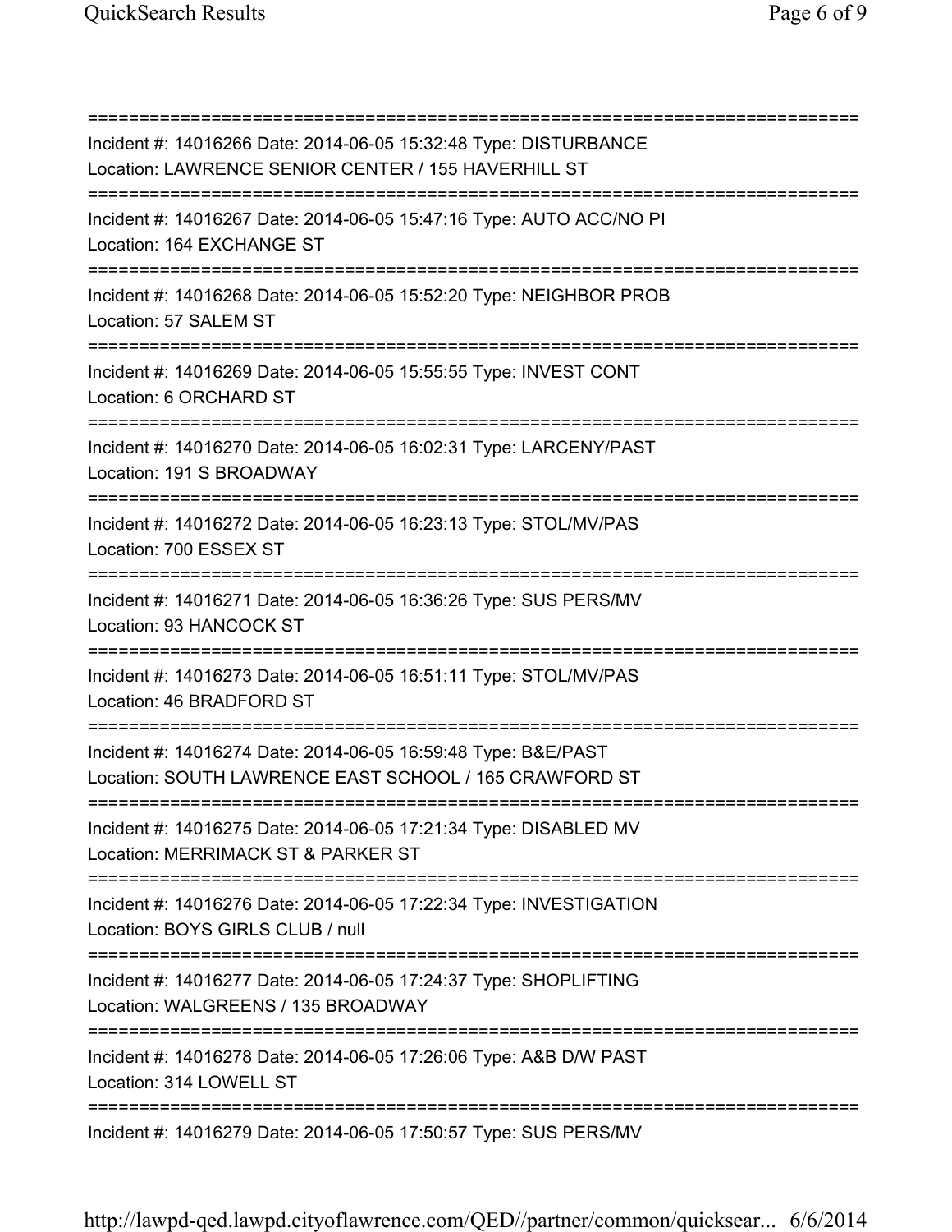===========================================================================

Incident #: 14016266 Date: 2014-06-05 15:32:48 Type: DISTURBANCE
Location: LAWRENCE SENIOR CENTER / 155 HAVERHILL ST

===========================================================================

Incident #: 14016267 Date: 2014-06-05 15:47:16 Type: AUTO ACC/NO PI
Location: 164 EXCHANGE ST

===========================================================================

Incident #: 14016268 Date: 2014-06-05 15:52:20 Type: NEIGHBOR PROB
Location: 57 SALEM ST

===========================================================================

Incident #: 14016269 Date: 2014-06-05 15:55:55 Type: INVEST CONT
Location: 6 ORCHARD ST

===========================================================================

Incident #: 14016270 Date: 2014-06-05 16:02:31 Type: LARCENY/PAST
Location: 191 S BROADWAY

===========================================================================

Incident #: 14016272 Date: 2014-06-05 16:23:13 Type: STOL/MV/PAS
Location: 700 ESSEX ST

===========================================================================

Incident #: 14016271 Date: 2014-06-05 16:36:26 Type: SUS PERS/MV
Location: 93 HANCOCK ST

===========================================================================

Incident #: 14016273 Date: 2014-06-05 16:51:11 Type: STOL/MV/PAS
Location: 46 BRADFORD ST

===========================================================================

Incident #: 14016274 Date: 2014-06-05 16:59:48 Type: B&E/PAST
Location: SOUTH LAWRENCE EAST SCHOOL / 165 CRAWFORD ST

===========================================================================

Incident #: 14016275 Date: 2014-06-05 17:21:34 Type: DISABLED MV
Location: MERRIMACK ST & PARKER ST

===========================================================================

Incident #: 14016276 Date: 2014-06-05 17:22:34 Type: INVESTIGATION
Location: BOYS GIRLS CLUB / null

===========================================================================

Incident #: 14016277 Date: 2014-06-05 17:24:37 Type: SHOPLIFTING
Location: WALGREENS / 135 BROADWAY

===========================================================================

Incident #: 14016278 Date: 2014-06-05 17:26:06 Type: A&B D/W PAST
Location: 314 LOWELL ST

===========================================================================

Incident #: 14016279 Date: 2014-06-05 17:50:57 Type: SUS PERS/MV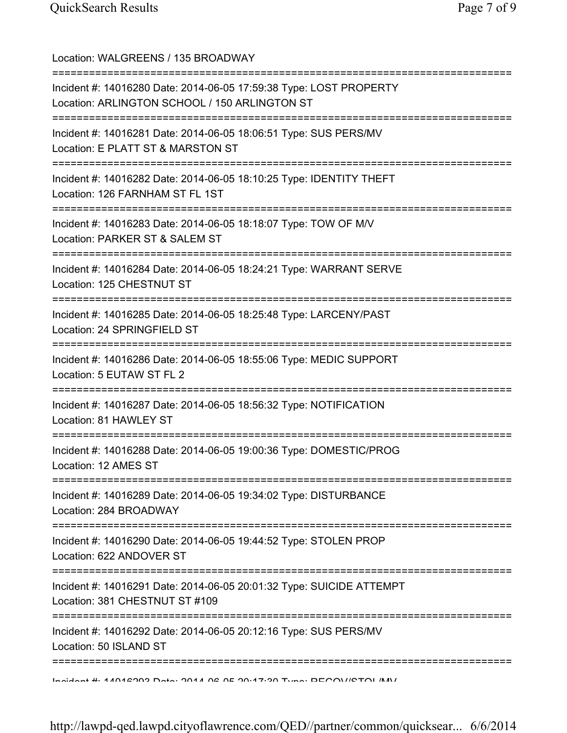Location: WALGREENS / 135 BROADWAY

===========================================================================

Incident #: 14016280 Date: 2014-06-05 17:59:38 Type: LOST PROPERTY
Location: ARLINGTON SCHOOL / 150 ARLINGTON ST

===========================================================================

Incident #: 14016281 Date: 2014-06-05 18:06:51 Type: SUS PERS/MV
Location: E PLATT ST & MARSTON ST

===========================================================================

Incident #: 14016282 Date: 2014-06-05 18:10:25 Type: IDENTITY THEFT
Location: 126 FARNHAM ST FL 1ST

===========================================================================

Incident #: 14016283 Date: 2014-06-05 18:18:07 Type: TOW OF M/V
Location: PARKER ST & SALEM ST

===========================================================================

Incident #: 14016284 Date: 2014-06-05 18:24:21 Type: WARRANT SERVE
Location: 125 CHESTNUT ST

===========================================================================

Incident #: 14016285 Date: 2014-06-05 18:25:48 Type: LARCENY/PAST
Location: 24 SPRINGFIELD ST

===========================================================================

Incident #: 14016286 Date: 2014-06-05 18:55:06 Type: MEDIC SUPPORT
Location: 5 EUTAW ST FL 2

===========================================================================

Incident #: 14016287 Date: 2014-06-05 18:56:32 Type: NOTIFICATION
Location: 81 HAWLEY ST

===========================================================================

Incident #: 14016288 Date: 2014-06-05 19:00:36 Type: DOMESTIC/PROG
Location: 12 AMES ST

===========================================================================

Incident #: 14016289 Date: 2014-06-05 19:34:02 Type: DISTURBANCE
Location: 284 BROADWAY

===========================================================================

Incident #: 14016290 Date: 2014-06-05 19:44:52 Type: STOLEN PROP
Location: 622 ANDOVER ST

===========================================================================

Incident #: 14016291 Date: 2014-06-05 20:01:32 Type: SUICIDE ATTEMPT
Location: 381 CHESTNUT ST #109

===========================================================================

Incident #: 14016292 Date: 2014-06-05 20:12:16 Type: SUS PERS/MV
Location: 50 ISLAND ST

===========================================================================

Incident #: 14016293 Date: 2014-06-05 20:17:30 Type: RECOV/STOL/MV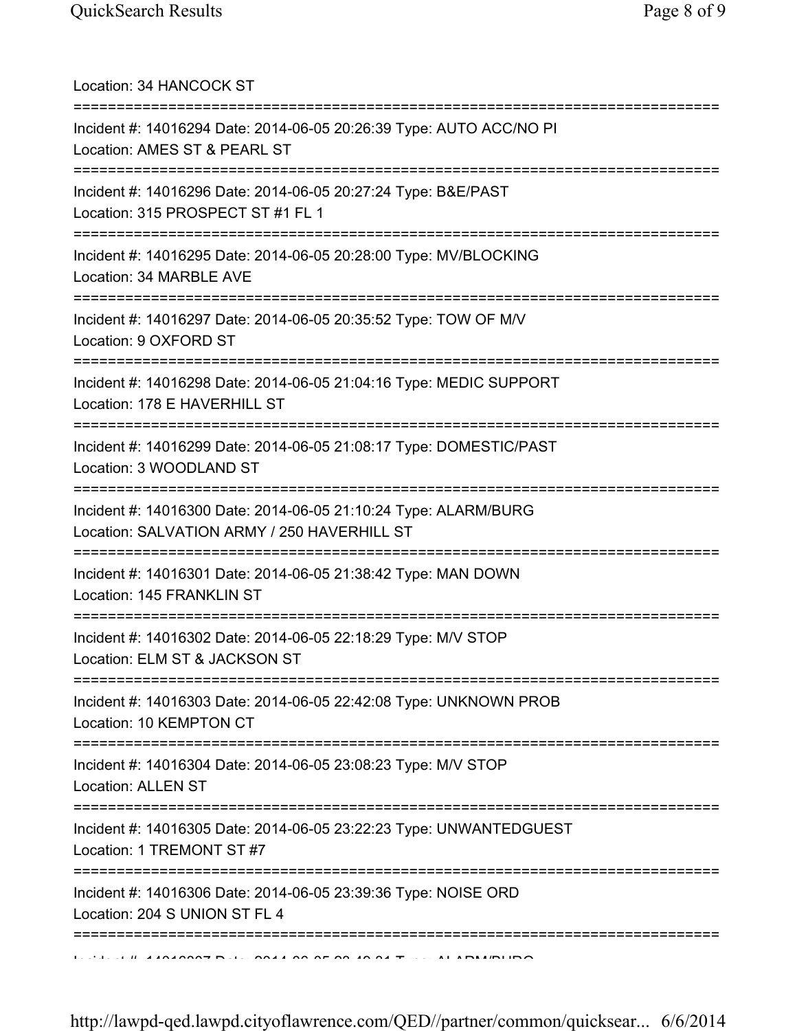Location: 34 HANCOCK ST

===========================================================================

Incident #: 14016294 Date: 2014-06-05 20:26:39 Type: AUTO ACC/NO PI
Location: AMES ST & PEARL ST

===========================================================================

Incident #: 14016296 Date: 2014-06-05 20:27:24 Type: B&E/PAST
Location: 315 PROSPECT ST #1 FL 1

===========================================================================

Incident #: 14016295 Date: 2014-06-05 20:28:00 Type: MV/BLOCKING
Location: 34 MARBLE AVE

===========================================================================

Incident #: 14016297 Date: 2014-06-05 20:35:52 Type: TOW OF M/V
Location: 9 OXFORD ST

===========================================================================

Incident #: 14016298 Date: 2014-06-05 21:04:16 Type: MEDIC SUPPORT
Location: 178 E HAVERHILL ST

===========================================================================

Incident #: 14016299 Date: 2014-06-05 21:08:17 Type: DOMESTIC/PAST
Location: 3 WOODLAND ST

===========================================================================

Incident #: 14016300 Date: 2014-06-05 21:10:24 Type: ALARM/BURG
Location: SALVATION ARMY / 250 HAVERHILL ST

===========================================================================

Incident #: 14016301 Date: 2014-06-05 21:38:42 Type: MAN DOWN
Location: 145 FRANKLIN ST

===========================================================================

Incident #: 14016302 Date: 2014-06-05 22:18:29 Type: M/V STOP
Location: ELM ST & JACKSON ST

===========================================================================

Incident #: 14016303 Date: 2014-06-05 22:42:08 Type: UNKNOWN PROB
Location: 10 KEMPTON CT

===========================================================================

Incident #: 14016304 Date: 2014-06-05 23:08:23 Type: M/V STOP
Location: ALLEN ST

===========================================================================

Incident #: 14016305 Date: 2014-06-05 23:22:23 Type: UNWANTEDGUEST
Location: 1 TREMONT ST #7

===========================================================================

Incident #: 14016306 Date: 2014-06-05 23:39:36 Type: NOISE ORD
Location: 204 S UNION ST FL 4

===========================================================================

Incident #: 14016307 Date: 2014-06-05 23:40:01 Type: ALARM/BURG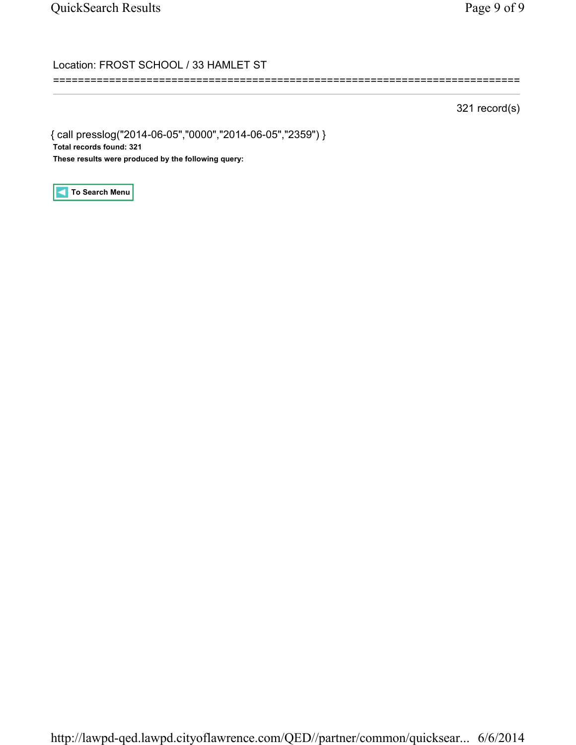Location: FROST SCHOOL / 33 HAMLET ST

==========================================================================

321 record(s)

{ call presslog("2014-06-05","0000","2014-06-05","2359") }

**Total records found: 321**

**These results were produced by the following query:**

To Search Menu